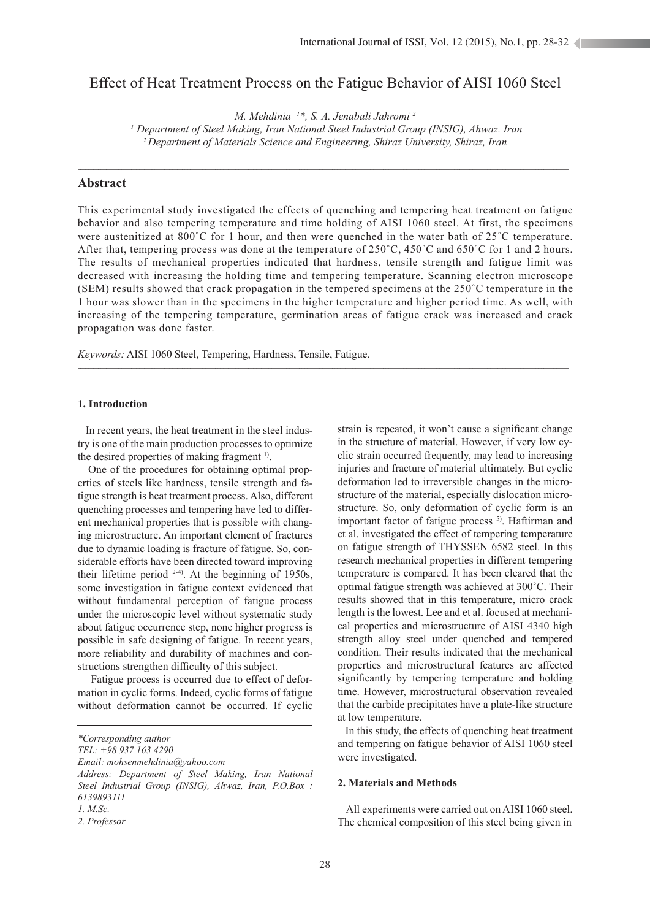// Effect of Heat Treatment Process on the Fatigue Behavior of AISI 1060 Steel

*M. Mehdinia [1]*, S. A. Jenabali Jahromi [2]*

[1] Department of Steel Making, Iran National Steel Industrial Group (INSIG), Ahwaz. Iran

[2] Department of Materials Science and Engineering, Shiraz University, Shiraz, Iran

## Abstract

This experimental study investigated the effects of quenching and tempering heat treatment on fatigue behavior and also tempering temperature and time holding of AISI 1060 steel. At first, the specimens were austenitized at 800˚C for 1 hour, and then were quenched in the water bath of 25˚C temperature. After that, tempering process was done at the temperature of 250˚C, 450˚C and 650˚C for 1 and 2 hours. The results of mechanical properties indicated that hardness, tensile strength and fatigue limit was decreased with increasing the holding time and tempering temperature. Scanning electron microscope (SEM) results showed that crack propagation in the tempered specimens at the 250˚C temperature in the 1 hour was slower than in the specimens in the higher temperature and higher period time. As well, with increasing of the tempering temperature, germination areas of fatigue crack was increased and crack propagation was done faster.

*Keywords:* AISI 1060 Steel, Tempering, Hardness, Tensile, Fatigue.

### 1. Introduction

In recent years, the heat treatment in the steel industry is one of the main production processes to optimize the desired properties of making fragment [1].

One of the procedures for obtaining optimal properties of steels like hardness, tensile strength and fatigue strength is heat treatment process. Also, different quenching processes and tempering have led to different mechanical properties that is possible with changing microstructure. An important element of fractures due to dynamic loading is fracture of fatigue. So, considerable efforts have been directed toward improving their lifetime period [2-4]. At the beginning of 1950s, some investigation in fatigue context evidenced that without fundamental perception of fatigue process under the microscopic level without systematic study about fatigue occurrence step, none higher progress is possible in safe designing of fatigue. In recent years, more reliability and durability of machines and constructions strengthen difficulty of this subject.

Fatigue process is occurred due to effect of deformation in cyclic forms. Indeed, cyclic forms of fatigue without deformation cannot be occurred. If cyclic strain is repeated, it won't cause a significant change in the structure of material. However, if very low cyclic strain occurred frequently, may lead to increasing injuries and fracture of material ultimately. But cyclic deformation led to irreversible changes in the microstructure of the material, especially dislocation microstructure. So, only deformation of cyclic form is an important factor of fatigue process [5]. Haftirman and et al. investigated the effect of tempering temperature on fatigue strength of THYSSEN 6582 steel. In this research mechanical properties in different tempering temperature is compared. It has been cleared that the optimal fatigue strength was achieved at 300˚C. Their results showed that in this temperature, micro crack length is the lowest. Lee and et al. focused at mechanical properties and microstructure of AISI 4340 high strength alloy steel under quenched and tempered condition. Their results indicated that the mechanical properties and microstructural features are affected significantly by tempering temperature and holding time. However, microstructural observation revealed that the carbide precipitates have a plate-like structure at low temperature.

In this study, the effects of quenching heat treatment and tempering on fatigue behavior of AISI 1060 steel were investigated.

### 2. Materials and Methods

All experiments were carried out on AISI 1060 steel. The chemical composition of this steel being given in

---

*Corresponding author

TEL: +98 937 163 4290

Email: mohsenmehdinia@yahoo.com

Address: Department of Steel Making, Iran National Steel Industrial Group (INSIG), Ahwaz, Iran, P.O.Box : 6139893111

1. M.Sc.

2. Professor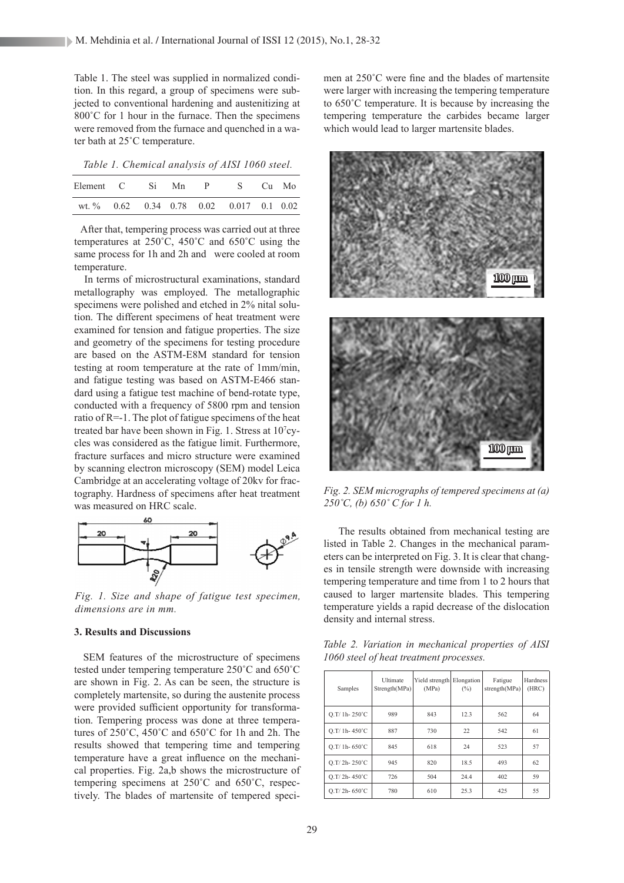Table 1. The steel was supplied in normalized condition. In this regard, a group of specimens were subjected to conventional hardening and austenitizing at 800˚C for 1 hour in the furnace. Then the specimens were removed from the furnace and quenched in a water bath at 25˚C temperature.

*Table 1. Chemical analysis of AISI 1060 steel.*

| Element | C | Si | Mn | P | S | Cu | Mo |
|---|---|---|---|---|---|---|---|
| wt. % | 0.62 | 0.34 | 0.78 | 0.02 | 0.017 | 0.1 | 0.02 |

After that, tempering process was carried out at three temperatures at 250˚C, 450˚C and 650˚C using the same process for 1h and 2h and were cooled at room temperature.

In terms of microstructural examinations, standard metallography was employed. The metallographic specimens were polished and etched in 2% nital solution. The different specimens of heat treatment were examined for tension and fatigue properties. The size and geometry of the specimens for testing procedure are based on the ASTM-E8M standard for tension testing at room temperature at the rate of 1mm/min, and fatigue testing was based on ASTM-E466 standard using a fatigue test machine of bend-rotate type, conducted with a frequency of 5800 rpm and tension ratio of R=-1. The plot of fatigue specimens of the heat treated bar have been shown in Fig. 1. Stress at $10^7$ cycles was considered as the fatigue limit. Furthermore, fracture surfaces and micro structure were examined by scanning electron microscopy (SEM) model Leica Cambridge at an accelerating voltage of 20kv for fractography. Hardness of specimens after heat treatment was measured on HRC scale.

*Fig. 1. Size and shape of fatigue test specimen, dimensions are in mm.*

## 3. Results and Discussions

SEM features of the microstructure of specimens tested under tempering temperature 250˚C and 650˚C are shown in Fig. 2. As can be seen, the structure is completely martensite, so during the austenite process were provided sufficient opportunity for transformation. Tempering process was done at three temperatures of 250˚C, 450˚C and 650˚C for 1h and 2h. The results showed that tempering time and tempering temperature have a great influence on the mechanical properties. Fig. 2a,b shows the microstructure of tempering specimens at 250˚C and 650˚C, respectively. The blades of martensite of tempered specimen at 250˚C were fine and the blades of martensite were larger with increasing the tempering temperature to 650˚C temperature. It is because by increasing the tempering temperature the carbides became larger which would lead to larger martensite blades.

*Fig. 2. SEM micrographs of tempered specimens at (a) 250˚C, (b) 650˚ C for 1 h.*

The results obtained from mechanical testing are listed in Table 2. Changes in the mechanical parameters can be interpreted on Fig. 3. It is clear that changes in tensile strength were downside with increasing tempering temperature and time from 1 to 2 hours that caused to larger martensite blades. This tempering temperature yields a rapid decrease of the dislocation density and internal stress.

*Table 2. Variation in mechanical properties of AISI 1060 steel of heat treatment processes.*

| Samples | Ultimate Strength(MPa) | Yield strength (MPa) | Elongation (%) | Fatigue strength(MPa) | Hardness (HRC) |
|---|---|---|---|---|---|
| Q.T/ 1h- 250˚C | 989 | 843 | 12.3 | 562 | 64 |
| Q.T/ 1h- 450˚C | 887 | 730 | 22 | 542 | 61 |
| Q.T/ 1h- 650˚C | 845 | 618 | 24 | 523 | 57 |
| Q.T/ 2h- 250˚C | 945 | 820 | 18.5 | 493 | 62 |
| Q.T/ 2h- 450˚C | 726 | 504 | 24.4 | 402 | 59 |
| Q.T/ 2h- 650˚C | 780 | 610 | 25.3 | 425 | 55 |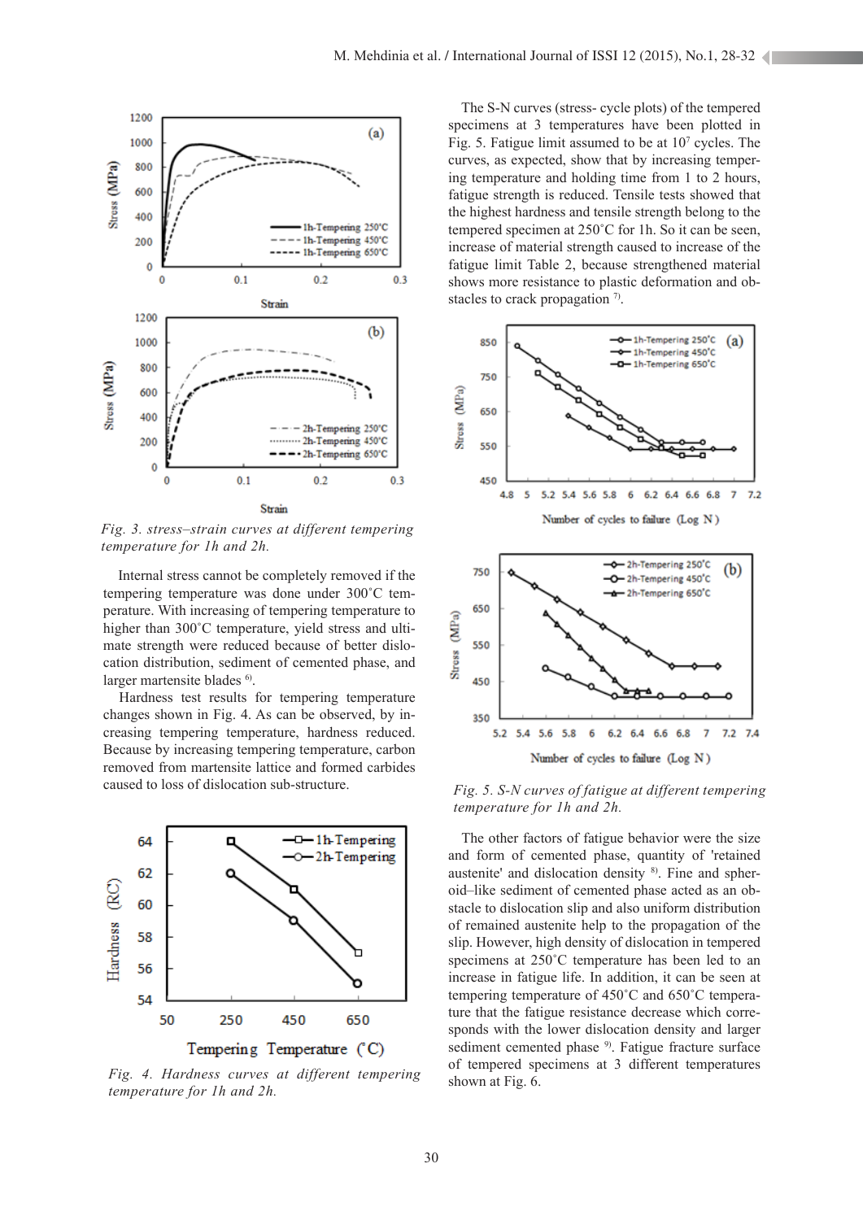Fig. 3. stress–strain curves at different tempering temperature for 1h and 2h.

Internal stress cannot be completely removed if the tempering temperature was done under 300˚C temperature. With increasing of tempering temperature to higher than 300˚C temperature, yield stress and ultimate strength were reduced because of better dislocation distribution, sediment of cemented phase, and larger martensite blades [6].

Hardness test results for tempering temperature changes shown in Fig. 4. As can be observed, by increasing tempering temperature, hardness reduced. Because by increasing tempering temperature, carbon removed from martensite lattice and formed carbides caused to loss of dislocation sub-structure.

Fig. 4. Hardness curves at different tempering temperature for 1h and 2h.

The S-N curves (stress- cycle plots) of the tempered specimens at 3 temperatures have been plotted in Fig. 5. Fatigue limit assumed to be at $10^7$ cycles. The curves, as expected, show that by increasing tempering temperature and holding time from 1 to 2 hours, fatigue strength is reduced. Tensile tests showed that the highest hardness and tensile strength belong to the tempered specimen at 250˚C for 1h. So it can be seen, increase of material strength caused to increase of the fatigue limit Table 2, because strengthened material shows more resistance to plastic deformation and obstacles to crack propagation [7].

Fig. 5. S-N curves of fatigue at different tempering temperature for 1h and 2h.

The other factors of fatigue behavior were the size and form of cemented phase, quantity of 'retained austenite' and dislocation density [8]. Fine and spheroid–like sediment of cemented phase acted as an obstacle to dislocation slip and also uniform distribution of remained austenite help to the propagation of the slip. However, high density of dislocation in tempered specimens at 250˚C temperature has been led to an increase in fatigue life. In addition, it can be seen at tempering temperature of 450˚C and 650˚C temperature that the fatigue resistance decrease which corresponds with the lower dislocation density and larger sediment cemented phase [9]. Fatigue fracture surface of tempered specimens at 3 different temperatures shown at Fig. 6.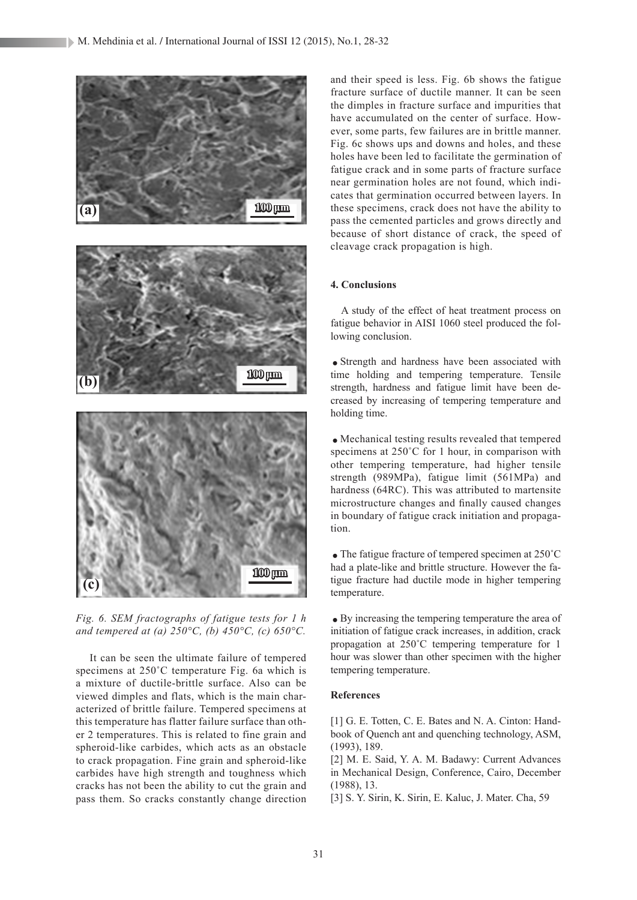*Fig. 6. SEM fractographs of fatigue tests for 1 h and tempered at (a) 250°C, (b) 450°C, (c) 650°C.*

It can be seen the ultimate failure of tempered specimens at 250˚C temperature Fig. 6a which is a mixture of ductile-brittle surface. Also can be viewed dimples and flats, which is the main characterized of brittle failure. Tempered specimens at this temperature has flatter failure surface than other 2 temperatures. This is related to fine grain and spheroid-like carbides, which acts as an obstacle to crack propagation. Fine grain and spheroid-like carbides have high strength and toughness which cracks has not been the ability to cut the grain and pass them. So cracks constantly change direction and their speed is less. Fig. 6b shows the fatigue fracture surface of ductile manner. It can be seen the dimples in fracture surface and impurities that have accumulated on the center of surface. However, some parts, few failures are in brittle manner. Fig. 6c shows ups and downs and holes, and these holes have been led to facilitate the germination of fatigue crack and in some parts of fracture surface near germination holes are not found, which indicates that germination occurred between layers. In these specimens, crack does not have the ability to pass the cemented particles and grows directly and because of short distance of crack, the speed of cleavage crack propagation is high.

#### 4. Conclusions

A study of the effect of heat treatment process on fatigue behavior in AISI 1060 steel produced the following conclusion.

- Strength and hardness have been associated with time holding and tempering temperature. Tensile strength, hardness and fatigue limit have been decreased by increasing of tempering temperature and holding time.

- Mechanical testing results revealed that tempered specimens at 250˚C for 1 hour, in comparison with other tempering temperature, had higher tensile strength (989MPa), fatigue limit (561MPa) and hardness (64RC). This was attributed to martensite microstructure changes and finally caused changes in boundary of fatigue crack initiation and propagation.

- The fatigue fracture of tempered specimen at 250˚C had a plate-like and brittle structure. However the fatigue fracture had ductile mode in higher tempering temperature.

- By increasing the tempering temperature the area of initiation of fatigue crack increases, in addition, crack propagation at 250˚C tempering temperature for 1 hour was slower than other specimen with the higher tempering temperature.

#### References

[1] G. E. Totten, C. E. Bates and N. A. Cinton: Handbook of Quench ant and quenching technology, ASM, (1993), 189.
[2] M. E. Said, Y. A. M. Badawy: Current Advances in Mechanical Design, Conference, Cairo, December (1988), 13.
[3] S. Y. Sirin, K. Sirin, E. Kaluc, J. Mater. Cha, 59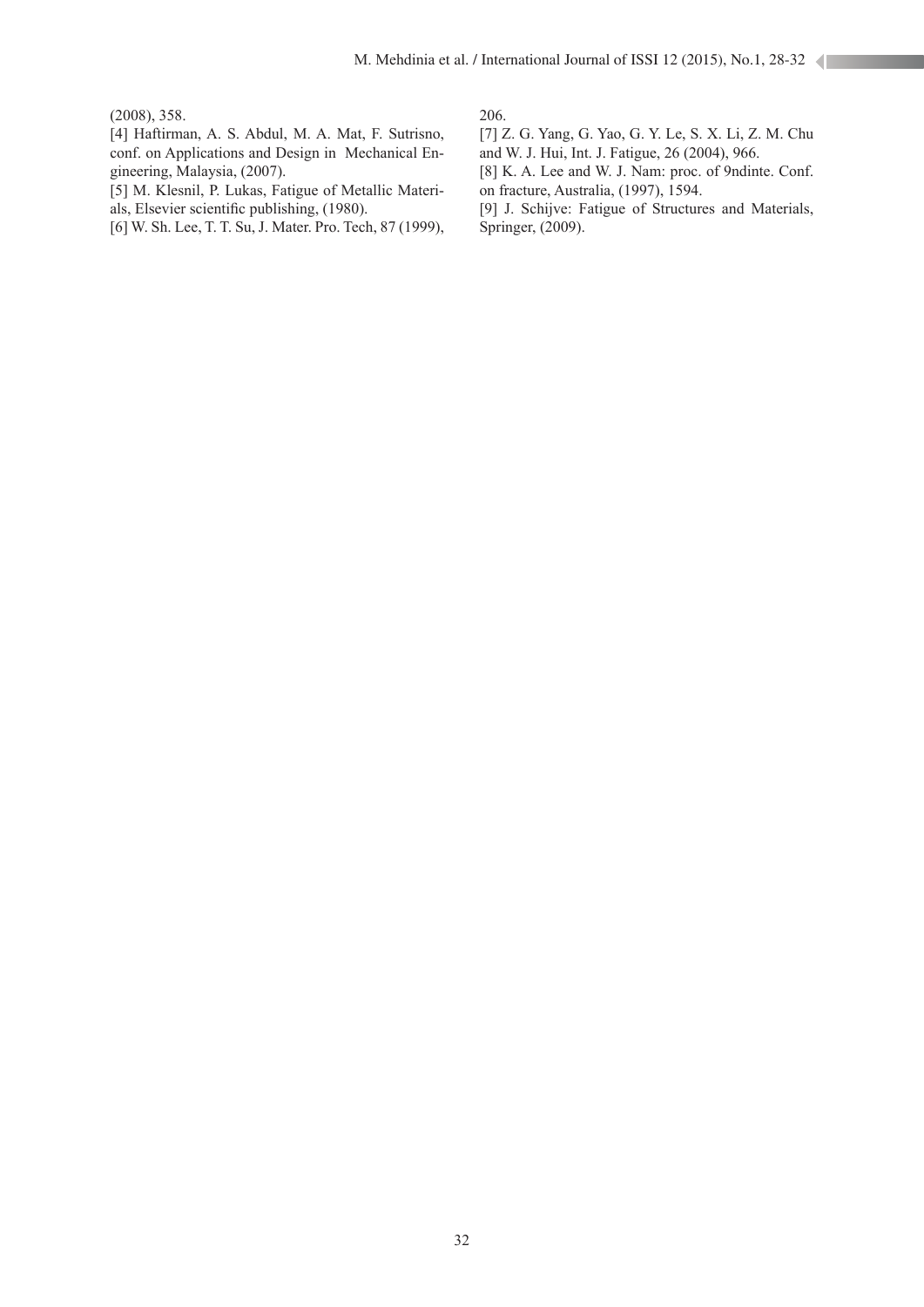(2008), 358.

[4] Haftirman, A. S. Abdul, M. A. Mat, F. Sutrisno, conf. on Applications and Design in Mechanical Engineering, Malaysia, (2007).

[5] M. Klesnil, P. Lukas, Fatigue of Metallic Materials, Elsevier scientific publishing, (1980).

[6] W. Sh. Lee, T. T. Su, J. Mater. Pro. Tech, 87 (1999), 206.

[7] Z. G. Yang, G. Yao, G. Y. Le, S. X. Li, Z. M. Chu and W. J. Hui, Int. J. Fatigue, 26 (2004), 966.

[8] K. A. Lee and W. J. Nam: proc. of 9ndinte. Conf. on fracture, Australia, (1997), 1594.

[9] J. Schijve: Fatigue of Structures and Materials, Springer, (2009).